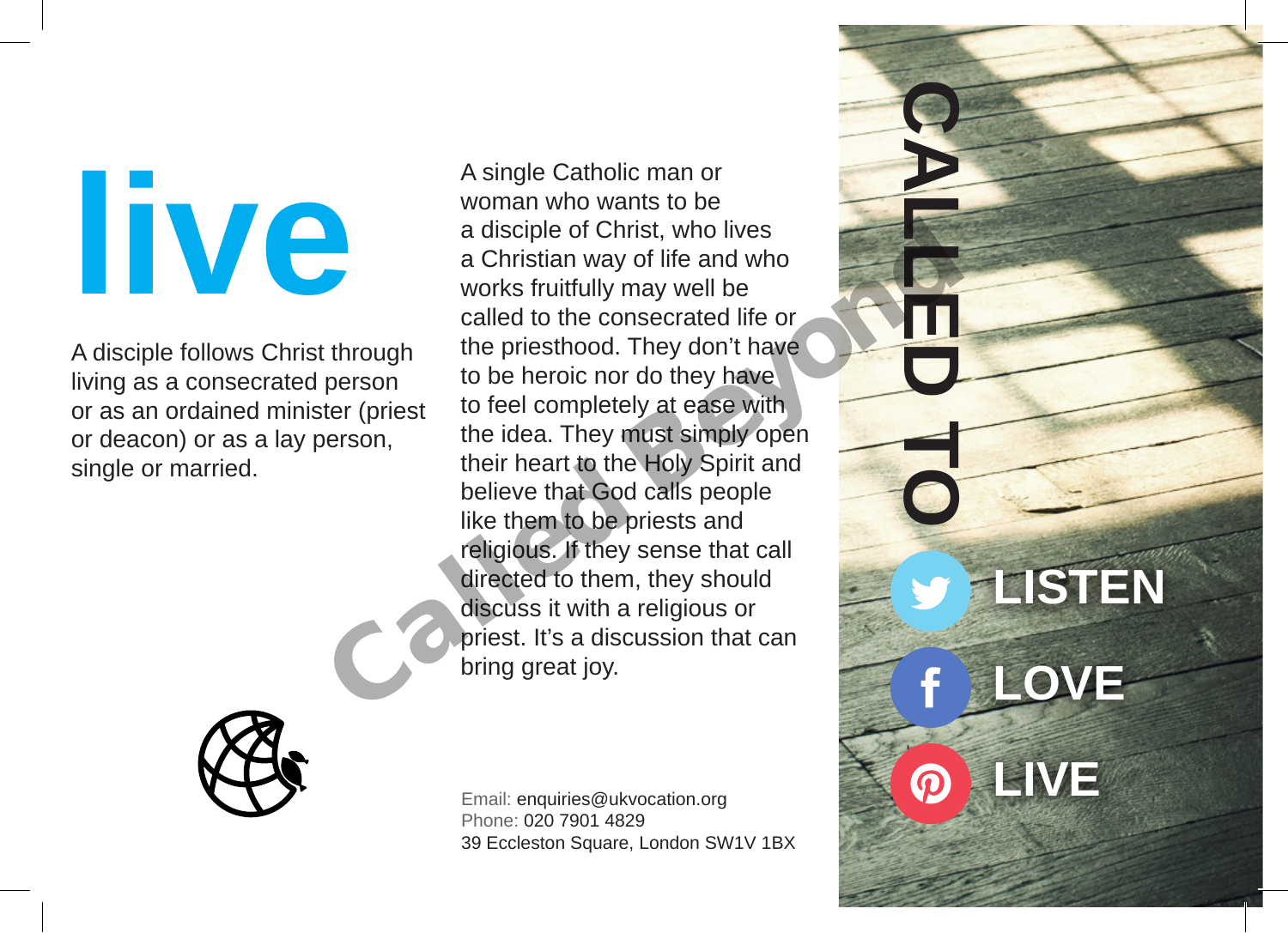# live

A disciple follows Christ through living as a consecrated person or as an ordained minister (priest or deacon) or as a lay person, single or married.

A single Catholic man or woman who wants to be a disciple of Christ, who lives a Christian way of life and who works fruitfully may well be called to the consecrated life or the priesthood. They don't have to be heroic nor do they have to feel completely at ease with the idea. They must simply open their heart to the Holy Spirit and believe that God calls people like them to be priests and religious. If they sense that call directed to them, they should discuss it with a religious or priest. It's a discussion that can bring great joy.

Email: enquiries@ukvocation.org
Phone: 020 7901 4829
39 Eccleston Square, London SW1V 1BX

**CALLED TO**

**LISTEN**

**LOVE**

**LIVE**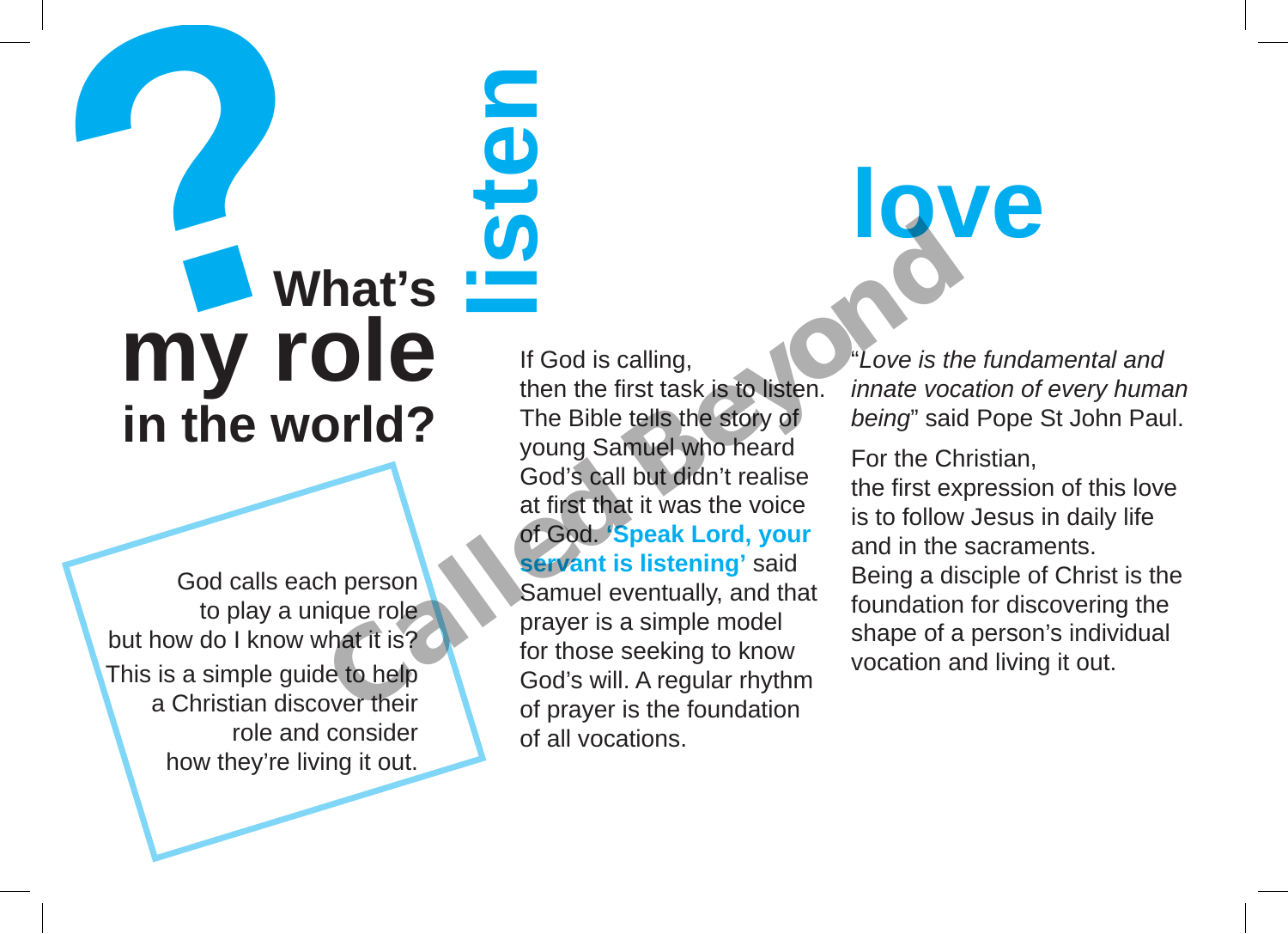# What's my role in the world?

God calls each person to play a unique role but how do I know what it is? This is a simple guide to help a Christian discover their role and consider how they're living it out.

## listen

If God is calling, then the first task is to listen. The Bible tells the story of young Samuel who heard God's call but didn't realise at first that it was the voice of God. **'Speak Lord, your servant is listening'** said Samuel eventually, and that prayer is a simple model for those seeking to know God's will. A regular rhythm of prayer is the foundation of all vocations.

## love

"*Love is the fundamental and innate vocation of every human being*" said Pope St John Paul.

For the Christian, the first expression of this love is to follow Jesus in daily life and in the sacraments. Being a disciple of Christ is the foundation for discovering the shape of a person's individual vocation and living it out.